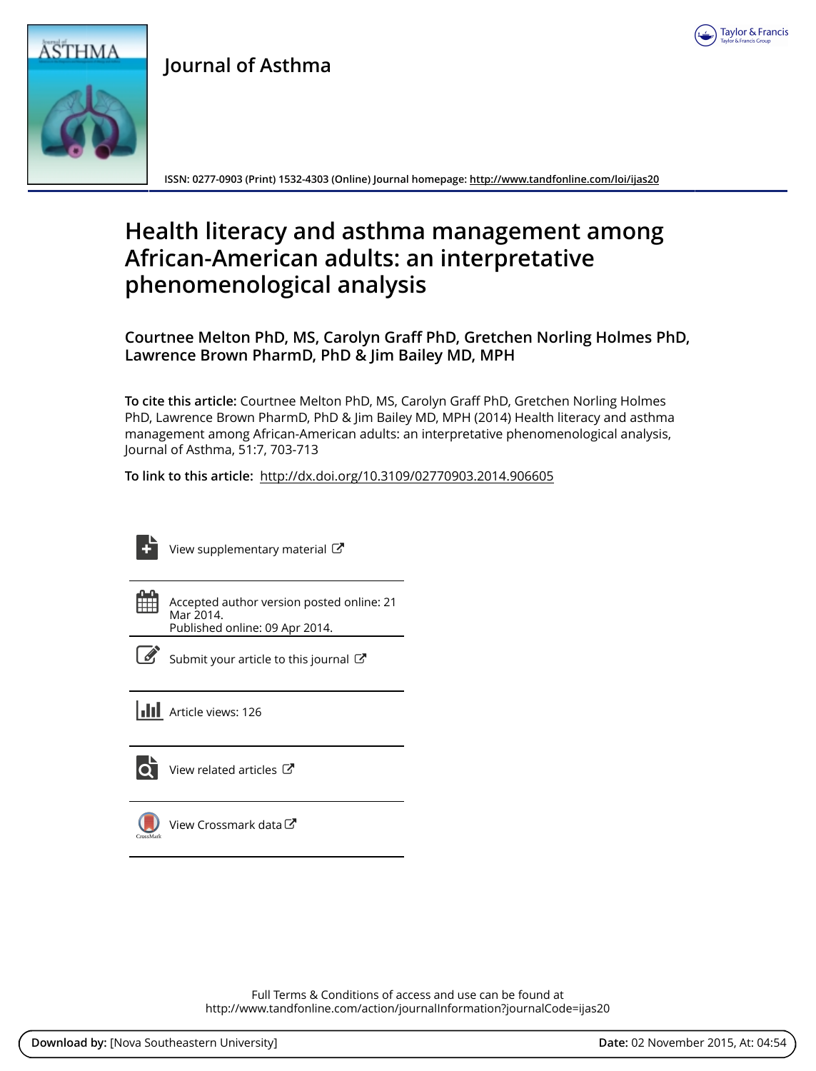# Journal of Asthma

ISSN: 0277-0903 (Print) 1532-4303 (Online) Journal homepage: http://www.tandfonline.com/loi/ijas20

# Health literacy and asthma management among African-American adults: an interpretative phenomenological analysis

**Courtnee Melton PhD, MS, Carolyn Graff PhD, Gretchen Norling Holmes PhD, Lawrence Brown PharmD, PhD & Jim Bailey MD, MPH**

**To cite this article:** Courtnee Melton PhD, MS, Carolyn Graff PhD, Gretchen Norling Holmes PhD, Lawrence Brown PharmD, PhD & Jim Bailey MD, MPH (2014) Health literacy and asthma management among African-American adults: an interpretative phenomenological analysis, Journal of Asthma, 51:7, 703-713

**To link to this article:** http://dx.doi.org/10.3109/02770903.2014.906605

View supplementary material

Accepted author version posted online: 21 Mar 2014.
Published online: 09 Apr 2014.

Submit your article to this journal

Article views: 126

View related articles

View Crossmark data

Full Terms & Conditions of access and use can be found at
http://www.tandfonline.com/action/journalInformation?journalCode=ijas20

**Download by:** [Nova Southeastern University] **Date:** 02 November 2015, At: 04:54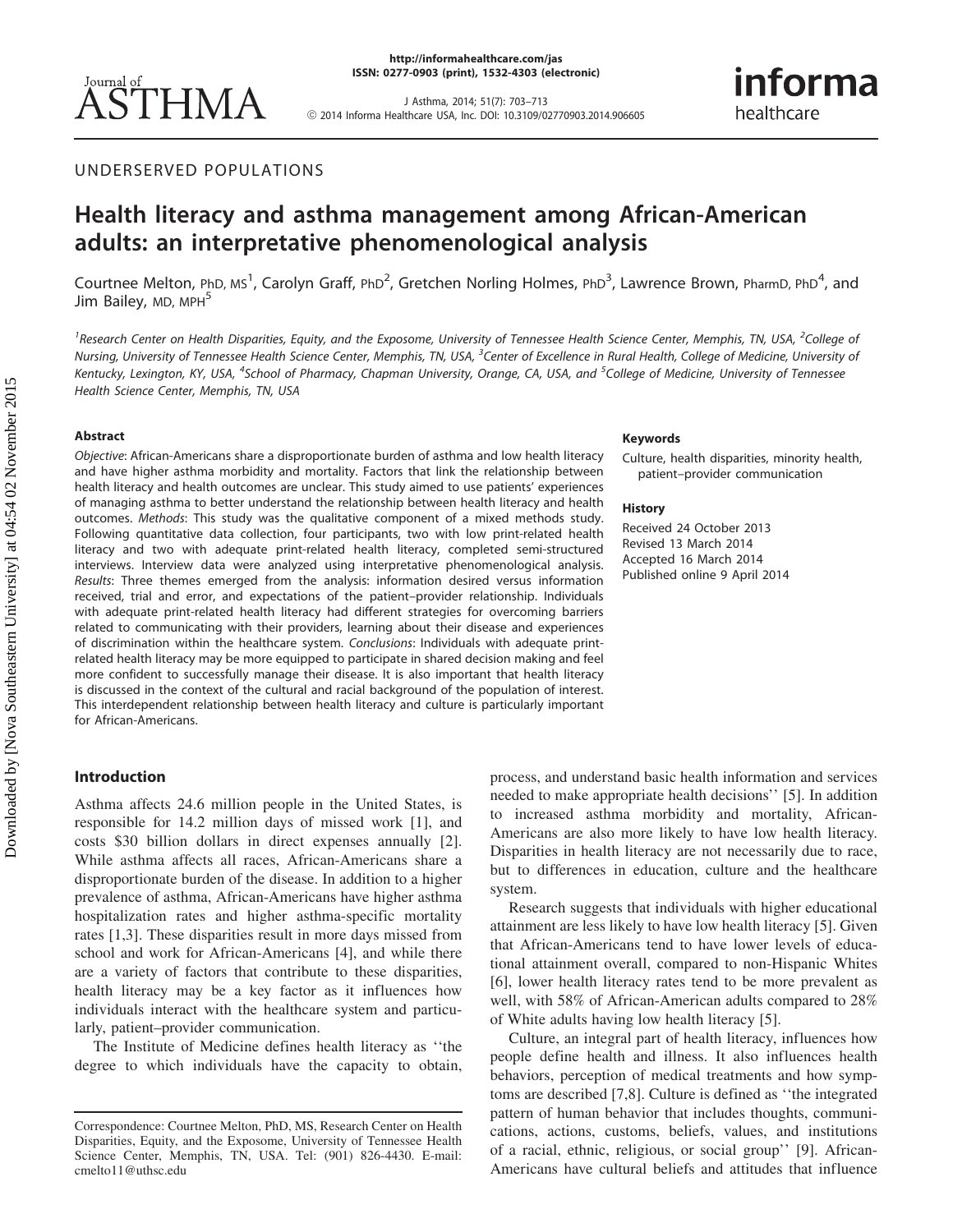UNDERSERVED POPULATIONS

# Health literacy and asthma management among African-American adults: an interpretative phenomenological analysis

Courtnee Melton, PhD, MS[1], Carolyn Graff, PhD[2], Gretchen Norling Holmes, PhD[3], Lawrence Brown, PharmD, PhD[4], and Jim Bailey, MD, MPH[5]

[1]Research Center on Health Disparities, Equity, and the Exposome, University of Tennessee Health Science Center, Memphis, TN, USA, [2]College of Nursing, University of Tennessee Health Science Center, Memphis, TN, USA, [3]Center of Excellence in Rural Health, College of Medicine, University of Kentucky, Lexington, KY, USA, [4]School of Pharmacy, Chapman University, Orange, CA, USA, and [5]College of Medicine, University of Tennessee Health Science Center, Memphis, TN, USA

## Abstract

*Objective*: African-Americans share a disproportionate burden of asthma and low health literacy and have higher asthma morbidity and mortality. Factors that link the relationship between health literacy and health outcomes are unclear. This study aimed to use patients' experiences of managing asthma to better understand the relationship between health literacy and health outcomes. *Methods*: This study was the qualitative component of a mixed methods study. Following quantitative data collection, four participants, two with low print-related health literacy and two with adequate print-related health literacy, completed semi-structured interviews. Interview data were analyzed using interpretative phenomenological analysis. *Results*: Three themes emerged from the analysis: information desired versus information received, trial and error, and expectations of the patient–provider relationship. Individuals with adequate print-related health literacy had different strategies for overcoming barriers related to communicating with their providers, learning about their disease and experiences of discrimination within the healthcare system. *Conclusions*: Individuals with adequate print-related health literacy may be more equipped to participate in shared decision making and feel more confident to successfully manage their disease. It is also important that health literacy is discussed in the context of the cultural and racial background of the population of interest. This interdependent relationship between health literacy and culture is particularly important for African-Americans.

## Keywords

Culture, health disparities, minority health, patient–provider communication

## History

Received 24 October 2013
Revised 13 March 2014
Accepted 16 March 2014
Published online 9 April 2014

## Introduction

Asthma affects 24.6 million people in the United States, is responsible for 14.2 million days of missed work [1], and costs $30 billion dollars in direct expenses annually [2]. While asthma affects all races, African-Americans share a disproportionate burden of the disease. In addition to a higher prevalence of asthma, African-Americans have higher asthma hospitalization rates and higher asthma-specific mortality rates [1,3]. These disparities result in more days missed from school and work for African-Americans [4], and while there are a variety of factors that contribute to these disparities, health literacy may be a key factor as it influences how individuals interact with the healthcare system and particularly, patient–provider communication.

The Institute of Medicine defines health literacy as ''the degree to which individuals have the capacity to obtain, process, and understand basic health information and services needed to make appropriate health decisions'' [5]. In addition to increased asthma morbidity and mortality, African-Americans are also more likely to have low health literacy. Disparities in health literacy are not necessarily due to race, but to differences in education, culture and the healthcare system.

Research suggests that individuals with higher educational attainment are less likely to have low health literacy [5]. Given that African-Americans tend to have lower levels of educational attainment overall, compared to non-Hispanic Whites [6], lower health literacy rates tend to be more prevalent as well, with 58% of African-American adults compared to 28% of White adults having low health literacy [5].

Culture, an integral part of health literacy, influences how people define health and illness. It also influences health behaviors, perception of medical treatments and how symptoms are described [7,8]. Culture is defined as ''the integrated pattern of human behavior that includes thoughts, communications, actions, customs, beliefs, values, and institutions of a racial, ethnic, religious, or social group'' [9]. African-Americans have cultural beliefs and attitudes that influence

Correspondence: Courtnee Melton, PhD, MS, Research Center on Health Disparities, Equity, and the Exposome, University of Tennessee Health Science Center, Memphis, TN, USA. Tel: (901) 826-4430. E-mail: cmelto11@uthsc.edu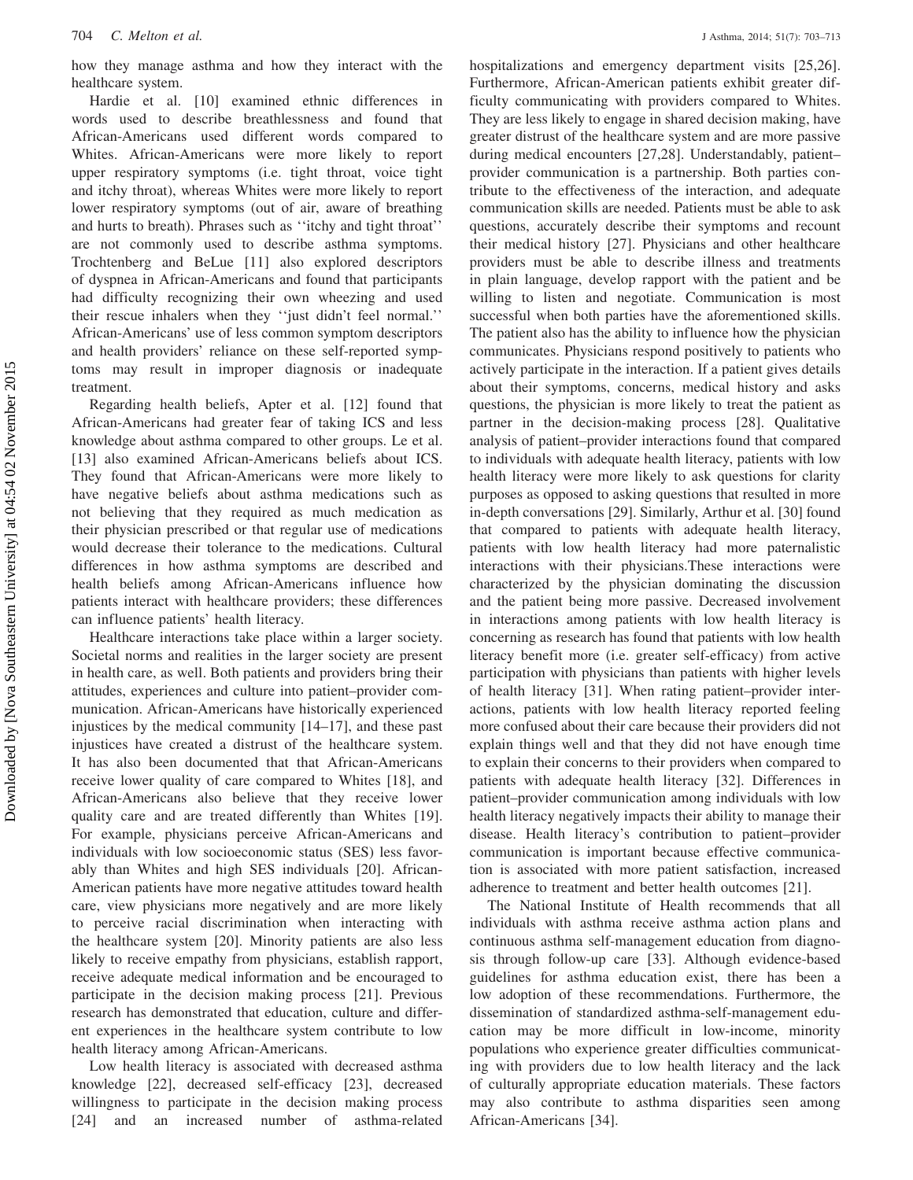how they manage asthma and how they interact with the healthcare system.

Hardie et al. [10] examined ethnic differences in words used to describe breathlessness and found that African-Americans used different words compared to Whites. African-Americans were more likely to report upper respiratory symptoms (i.e. tight throat, voice tight and itchy throat), whereas Whites were more likely to report lower respiratory symptoms (out of air, aware of breathing and hurts to breath). Phrases such as ''itchy and tight throat'' are not commonly used to describe asthma symptoms. Trochtenberg and BeLue [11] also explored descriptors of dyspnea in African-Americans and found that participants had difficulty recognizing their own wheezing and used their rescue inhalers when they ''just didn't feel normal.'' African-Americans' use of less common symptom descriptors and health providers' reliance on these self-reported symptoms may result in improper diagnosis or inadequate treatment.

Regarding health beliefs, Apter et al. [12] found that African-Americans had greater fear of taking ICS and less knowledge about asthma compared to other groups. Le et al. [13] also examined African-Americans beliefs about ICS. They found that African-Americans were more likely to have negative beliefs about asthma medications such as not believing that they required as much medication as their physician prescribed or that regular use of medications would decrease their tolerance to the medications. Cultural differences in how asthma symptoms are described and health beliefs among African-Americans influence how patients interact with healthcare providers; these differences can influence patients' health literacy.

Healthcare interactions take place within a larger society. Societal norms and realities in the larger society are present in health care, as well. Both patients and providers bring their attitudes, experiences and culture into patient–provider communication. African-Americans have historically experienced injustices by the medical community [14–17], and these past injustices have created a distrust of the healthcare system. It has also been documented that that African-Americans receive lower quality of care compared to Whites [18], and African-Americans also believe that they receive lower quality care and are treated differently than Whites [19]. For example, physicians perceive African-Americans and individuals with low socioeconomic status (SES) less favorably than Whites and high SES individuals [20]. African-American patients have more negative attitudes toward health care, view physicians more negatively and are more likely to perceive racial discrimination when interacting with the healthcare system [20]. Minority patients are also less likely to receive empathy from physicians, establish rapport, receive adequate medical information and be encouraged to participate in the decision making process [21]. Previous research has demonstrated that education, culture and different experiences in the healthcare system contribute to low health literacy among African-Americans.

Low health literacy is associated with decreased asthma knowledge [22], decreased self-efficacy [23], decreased willingness to participate in the decision making process [24] and an increased number of asthma-related hospitalizations and emergency department visits [25,26]. Furthermore, African-American patients exhibit greater difficulty communicating with providers compared to Whites. They are less likely to engage in shared decision making, have greater distrust of the healthcare system and are more passive during medical encounters [27,28]. Understandably, patient–provider communication is a partnership. Both parties contribute to the effectiveness of the interaction, and adequate communication skills are needed. Patients must be able to ask questions, accurately describe their symptoms and recount their medical history [27]. Physicians and other healthcare providers must be able to describe illness and treatments in plain language, develop rapport with the patient and be willing to listen and negotiate. Communication is most successful when both parties have the aforementioned skills. The patient also has the ability to influence how the physician communicates. Physicians respond positively to patients who actively participate in the interaction. If a patient gives details about their symptoms, concerns, medical history and asks questions, the physician is more likely to treat the patient as partner in the decision-making process [28]. Qualitative analysis of patient–provider interactions found that compared to individuals with adequate health literacy, patients with low health literacy were more likely to ask questions for clarity purposes as opposed to asking questions that resulted in more in-depth conversations [29]. Similarly, Arthur et al. [30] found that compared to patients with adequate health literacy, patients with low health literacy had more paternalistic interactions with their physicians.These interactions were characterized by the physician dominating the discussion and the patient being more passive. Decreased involvement in interactions among patients with low health literacy is concerning as research has found that patients with low health literacy benefit more (i.e. greater self-efficacy) from active participation with physicians than patients with higher levels of health literacy [31]. When rating patient–provider interactions, patients with low health literacy reported feeling more confused about their care because their providers did not explain things well and that they did not have enough time to explain their concerns to their providers when compared to patients with adequate health literacy [32]. Differences in patient–provider communication among individuals with low health literacy negatively impacts their ability to manage their disease. Health literacy's contribution to patient–provider communication is important because effective communication is associated with more patient satisfaction, increased adherence to treatment and better health outcomes [21].

The National Institute of Health recommends that all individuals with asthma receive asthma action plans and continuous asthma self-management education from diagnosis through follow-up care [33]. Although evidence-based guidelines for asthma education exist, there has been a low adoption of these recommendations. Furthermore, the dissemination of standardized asthma-self-management education may be more difficult in low-income, minority populations who experience greater difficulties communicating with providers due to low health literacy and the lack of culturally appropriate education materials. These factors may also contribute to asthma disparities seen among African-Americans [34].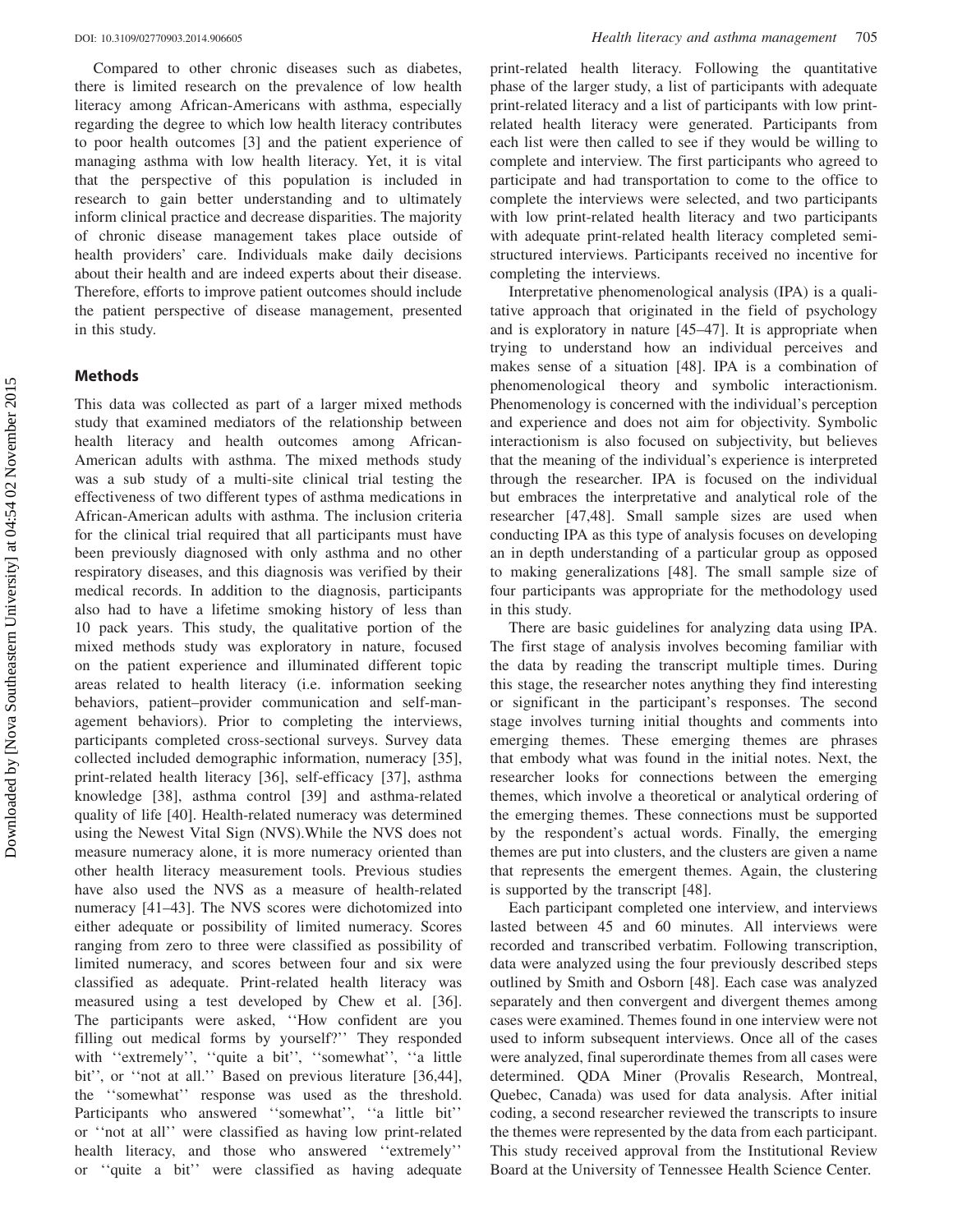Compared to other chronic diseases such as diabetes, there is limited research on the prevalence of low health literacy among African-Americans with asthma, especially regarding the degree to which low health literacy contributes to poor health outcomes [3] and the patient experience of managing asthma with low health literacy. Yet, it is vital that the perspective of this population is included in research to gain better understanding and to ultimately inform clinical practice and decrease disparities. The majority of chronic disease management takes place outside of health providers' care. Individuals make daily decisions about their health and are indeed experts about their disease. Therefore, efforts to improve patient outcomes should include the patient perspective of disease management, presented in this study.

## Methods

This data was collected as part of a larger mixed methods study that examined mediators of the relationship between health literacy and health outcomes among African-American adults with asthma. The mixed methods study was a sub study of a multi-site clinical trial testing the effectiveness of two different types of asthma medications in African-American adults with asthma. The inclusion criteria for the clinical trial required that all participants must have been previously diagnosed with only asthma and no other respiratory diseases, and this diagnosis was verified by their medical records. In addition to the diagnosis, participants also had to have a lifetime smoking history of less than 10 pack years. This study, the qualitative portion of the mixed methods study was exploratory in nature, focused on the patient experience and illuminated different topic areas related to health literacy (i.e. information seeking behaviors, patient–provider communication and self-management behaviors). Prior to completing the interviews, participants completed cross-sectional surveys. Survey data collected included demographic information, numeracy [35], print-related health literacy [36], self-efficacy [37], asthma knowledge [38], asthma control [39] and asthma-related quality of life [40]. Health-related numeracy was determined using the Newest Vital Sign (NVS).While the NVS does not measure numeracy alone, it is more numeracy oriented than other health literacy measurement tools. Previous studies have also used the NVS as a measure of health-related numeracy [41–43]. The NVS scores were dichotomized into either adequate or possibility of limited numeracy. Scores ranging from zero to three were classified as possibility of limited numeracy, and scores between four and six were classified as adequate. Print-related health literacy was measured using a test developed by Chew et al. [36]. The participants were asked, ''How confident are you filling out medical forms by yourself?'' They responded with ''extremely'', ''quite a bit'', ''somewhat'', ''a little bit'', or ''not at all.'' Based on previous literature [36,44], the ''somewhat'' response was used as the threshold. Participants who answered ''somewhat'', ''a little bit'' or ''not at all'' were classified as having low print-related health literacy, and those who answered ''extremely'' or ''quite a bit'' were classified as having adequate print-related health literacy. Following the quantitative phase of the larger study, a list of participants with adequate print-related literacy and a list of participants with low print-related health literacy were generated. Participants from each list were then called to see if they would be willing to complete and interview. The first participants who agreed to participate and had transportation to come to the office to complete the interviews were selected, and two participants with low print-related health literacy and two participants with adequate print-related health literacy completed semi-structured interviews. Participants received no incentive for completing the interviews.

Interpretative phenomenological analysis (IPA) is a qualitative approach that originated in the field of psychology and is exploratory in nature [45–47]. It is appropriate when trying to understand how an individual perceives and makes sense of a situation [48]. IPA is a combination of phenomenological theory and symbolic interactionism. Phenomenology is concerned with the individual's perception and experience and does not aim for objectivity. Symbolic interactionism is also focused on subjectivity, but believes that the meaning of the individual's experience is interpreted through the researcher. IPA is focused on the individual but embraces the interpretative and analytical role of the researcher [47,48]. Small sample sizes are used when conducting IPA as this type of analysis focuses on developing an in depth understanding of a particular group as opposed to making generalizations [48]. The small sample size of four participants was appropriate for the methodology used in this study.

There are basic guidelines for analyzing data using IPA. The first stage of analysis involves becoming familiar with the data by reading the transcript multiple times. During this stage, the researcher notes anything they find interesting or significant in the participant's responses. The second stage involves turning initial thoughts and comments into emerging themes. These emerging themes are phrases that embody what was found in the initial notes. Next, the researcher looks for connections between the emerging themes, which involve a theoretical or analytical ordering of the emerging themes. These connections must be supported by the respondent's actual words. Finally, the emerging themes are put into clusters, and the clusters are given a name that represents the emergent themes. Again, the clustering is supported by the transcript [48].

Each participant completed one interview, and interviews lasted between 45 and 60 minutes. All interviews were recorded and transcribed verbatim. Following transcription, data were analyzed using the four previously described steps outlined by Smith and Osborn [48]. Each case was analyzed separately and then convergent and divergent themes among cases were examined. Themes found in one interview were not used to inform subsequent interviews. Once all of the cases were analyzed, final superordinate themes from all cases were determined. QDA Miner (Provalis Research, Montreal, Quebec, Canada) was used for data analysis. After initial coding, a second researcher reviewed the transcripts to insure the themes were represented by the data from each participant. This study received approval from the Institutional Review Board at the University of Tennessee Health Science Center.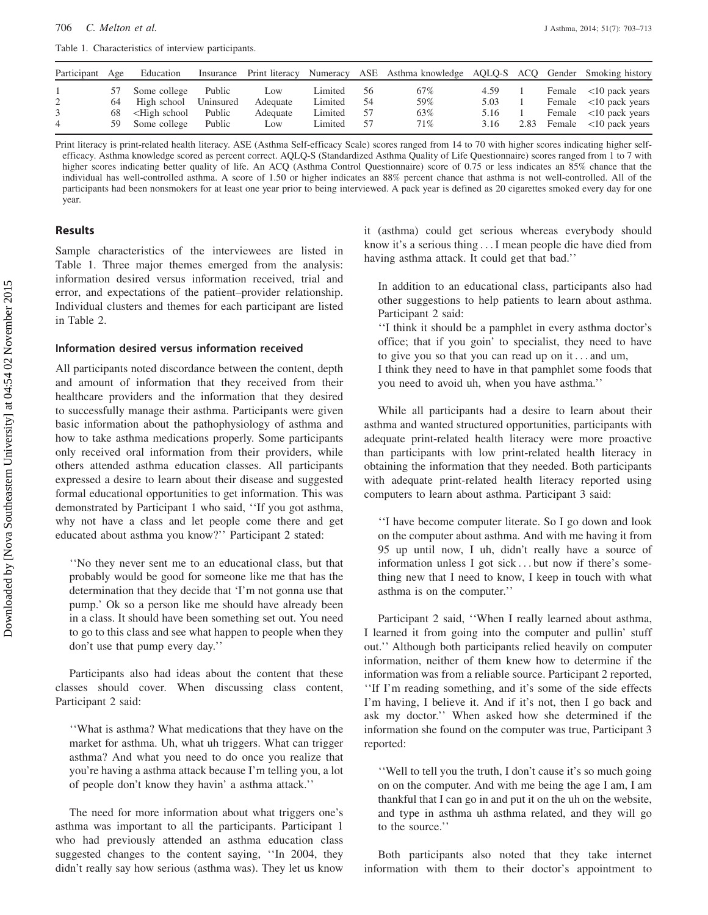Table 1. Characteristics of interview participants.

| Participant | Age | Education | Insurance | Print literacy | Numeracy | ASE | Asthma knowledge | AQLQ-S | ACQ | Gender | Smoking history |
|---|---|---|---|---|---|---|---|---|---|---|---|
| 1 | 57 | Some college | Public | Low | Limited | 56 | 67% | 4.59 | 1 | Female | <10 pack years |
| 2 | 64 | High school | Uninsured | Adequate | Limited | 54 | 59% | 5.03 | 1 | Female | <10 pack years |
| 3 | 68 | <High school | Public | Adequate | Limited | 57 | 63% | 5.16 | 1 | Female | <10 pack years |
| 4 | 59 | Some college | Public | Low | Limited | 57 | 71% | 3.16 | 2.83 | Female | <10 pack years |

Print literacy is print-related health literacy. ASE (Asthma Self-efficacy Scale) scores ranged from 14 to 70 with higher scores indicating higher self-efficacy. Asthma knowledge scored as percent correct. AQLQ-S (Standardized Asthma Quality of Life Questionnaire) scores ranged from 1 to 7 with higher scores indicating better quality of life. An ACQ (Asthma Control Questionnaire) score of 0.75 or less indicates an 85% chance that the individual has well-controlled asthma. A score of 1.50 or higher indicates an 88% percent chance that asthma is not well-controlled. All of the participants had been nonsmokers for at least one year prior to being interviewed. A pack year is defined as 20 cigarettes smoked every day for one year.

## Results

Sample characteristics of the interviewees are listed in Table 1. Three major themes emerged from the analysis: information desired versus information received, trial and error, and expectations of the patient–provider relationship. Individual clusters and themes for each participant are listed in Table 2.

### Information desired versus information received

All participants noted discordance between the content, depth and amount of information that they received from their healthcare providers and the information that they desired to successfully manage their asthma. Participants were given basic information about the pathophysiology of asthma and how to take asthma medications properly. Some participants only received oral information from their providers, while others attended asthma education classes. All participants expressed a desire to learn about their disease and suggested formal educational opportunities to get information. This was demonstrated by Participant 1 who said, ''If you got asthma, why not have a class and let people come there and get educated about asthma you know?'' Participant 2 stated:

> ''No they never sent me to an educational class, but that probably would be good for someone like me that has the determination that they decide that 'I'm not gonna use that pump.' Ok so a person like me should have already been in a class. It should have been something set out. You need to go to this class and see what happen to people when they don't use that pump every day.''

Participants also had ideas about the content that these classes should cover. When discussing class content, Participant 2 said:

> ''What is asthma? What medications that they have on the market for asthma. Uh, what uh triggers. What can trigger asthma? And what you need to do once you realize that you're having a asthma attack because I'm telling you, a lot of people don't know they havin' a asthma attack.''

The need for more information about what triggers one's asthma was important to all the participants. Participant 1 who had previously attended an asthma education class suggested changes to the content saying, ''In 2004, they didn't really say how serious (asthma was). They let us know it (asthma) could get serious whereas everybody should know it's a serious thing . . . I mean people die have died from having asthma attack. It could get that bad.''

> In addition to an educational class, participants also had other suggestions to help patients to learn about asthma. Participant 2 said:
>
> ''I think it should be a pamphlet in every asthma doctor's office; that if you goin' to specialist, they need to have to give you so that you can read up on it . . . and um,
>
> I think they need to have in that pamphlet some foods that you need to avoid uh, when you have asthma.''

While all participants had a desire to learn about their asthma and wanted structured opportunities, participants with adequate print-related health literacy were more proactive than participants with low print-related health literacy in obtaining the information that they needed. Both participants with adequate print-related health literacy reported using computers to learn about asthma. Participant 3 said:

> ''I have become computer literate. So I go down and look on the computer about asthma. And with me having it from 95 up until now, I uh, didn't really have a source of information unless I got sick . . . but now if there's something new that I need to know, I keep in touch with what asthma is on the computer.''

Participant 2 said, ''When I really learned about asthma, I learned it from going into the computer and pullin' stuff out.'' Although both participants relied heavily on computer information, neither of them knew how to determine if the information was from a reliable source. Participant 2 reported, ''If I'm reading something, and it's some of the side effects I'm having, I believe it. And if it's not, then I go back and ask my doctor.'' When asked how she determined if the information she found on the computer was true, Participant 3 reported:

> ''Well to tell you the truth, I don't cause it's so much going on on the computer. And with me being the age I am, I am thankful that I can go in and put it on the uh on the website, and type in asthma uh asthma related, and they will go to the source.''

Both participants also noted that they take internet information with them to their doctor's appointment to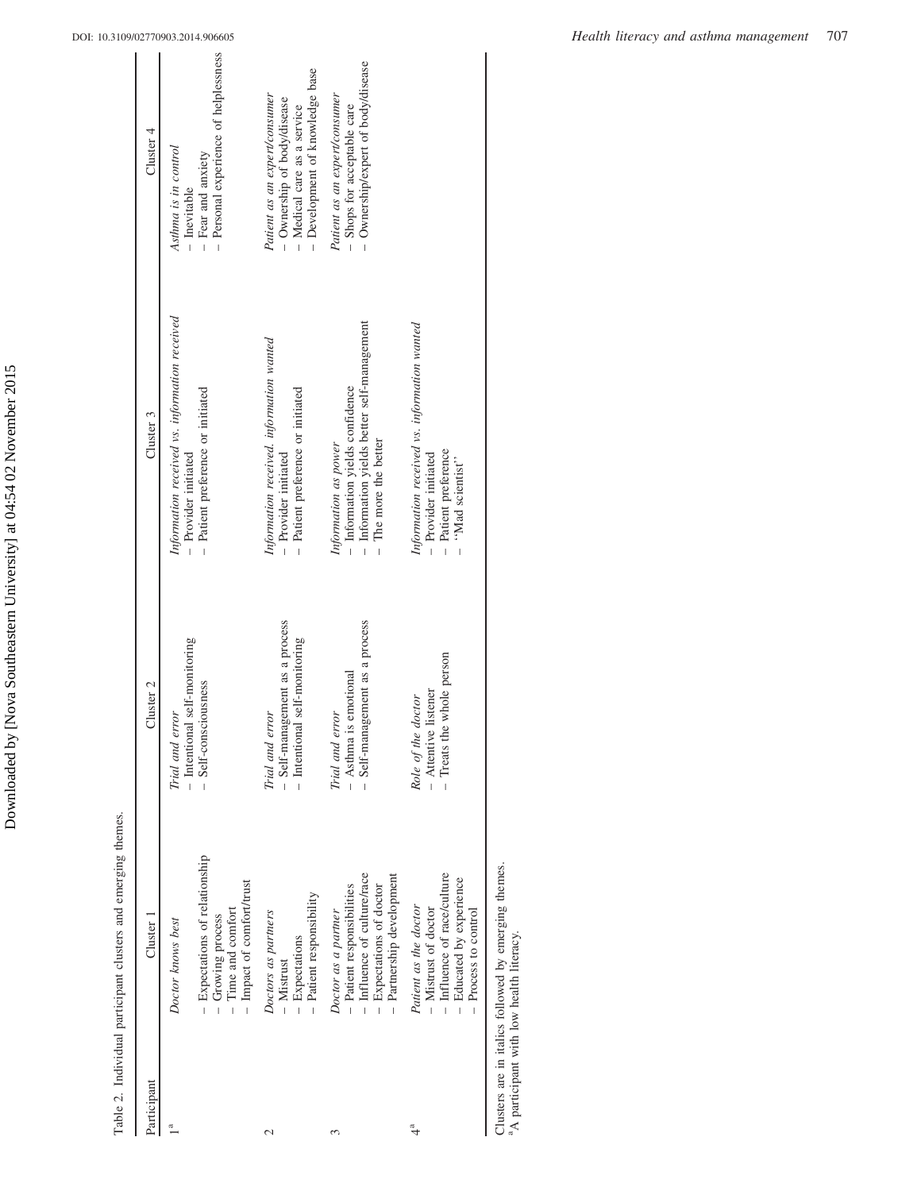Table 2. Individual participant clusters and emerging themes.

| Participant | Cluster 1 | Cluster 2 | Cluster 3 | Cluster 4 |
|---|---|---|---|---|
| 1[a] | *Doctor knows best*<br>– Expectations of relationship<br>– Growing process<br>– Time and comfort<br>– Impact of comfort/trust | *Trial and error*<br>– Intentional self-monitoring<br>– Self-consciousness | *Information received vs. information received*<br>– Provider initiated<br>– Patient preference or initiated | *Asthma is in control*<br>– Inevitable<br>– Fear and anxiety<br>– Personal experience of helplessness |
| 2 | *Doctors as partners*<br>– Mistrust<br>– Expectations<br>– Patient responsibility | *Trial and error*<br>– Self-management as a process<br>– Intentional self-monitoring | *Information received. information wanted*<br>– Provider initiated<br>– Patient preference or initiated | *Patient as an expert/consumer*<br>– Ownership of body/disease<br>– Medical care as a service<br>– Development of knowledge base |
| 3 | *Doctor as a partner*<br>– Patient responsibilities<br>– Influence of culture/race<br>– Expectations of doctor<br>– Partnership development | *Trial and error*<br>– Asthma is emotional<br>– Self-management as a process | *Information as power*<br>– Information yields confidence<br>– Information yields better self-management<br>– The more the better | *Patient as an expert/consumer*<br>– Shops for acceptable care<br>– Ownership/expert of body/disease |
| 4[a] | *Patient as the doctor*<br>– Mistrust of doctor<br>– Influence of race/culture<br>– Educated by experience<br>– Process to control | *Role of the doctor*<br>– Attentive listener<br>– Treats the whole person | *Information received vs. information wanted*<br>– Provider initiated<br>– Patient preference<br>– "Mad scientist" | |

Clusters are in italics followed by emerging themes.
[a]A participant with low health literacy.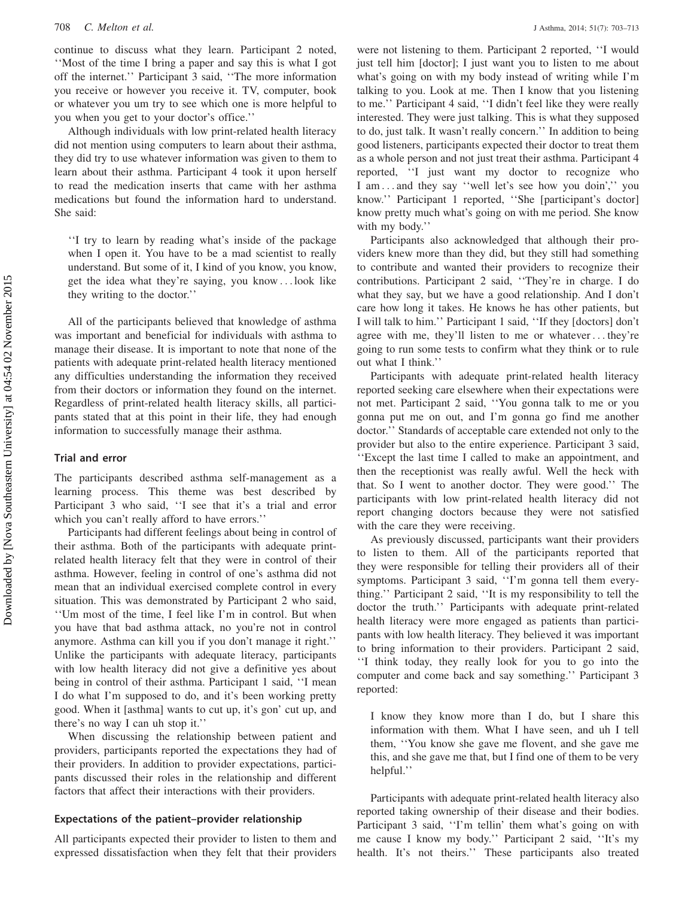continue to discuss what they learn. Participant 2 noted, ''Most of the time I bring a paper and say this is what I got off the internet.'' Participant 3 said, ''The more information you receive or however you receive it. TV, computer, book or whatever you um try to see which one is more helpful to you when you get to your doctor's office.''

Although individuals with low print-related health literacy did not mention using computers to learn about their asthma, they did try to use whatever information was given to them to learn about their asthma. Participant 4 took it upon herself to read the medication inserts that came with her asthma medications but found the information hard to understand. She said:

> ''I try to learn by reading what's inside of the package when I open it. You have to be a mad scientist to really understand. But some of it, I kind of you know, you know, get the idea what they're saying, you know ... look like they writing to the doctor.''

All of the participants believed that knowledge of asthma was important and beneficial for individuals with asthma to manage their disease. It is important to note that none of the patients with adequate print-related health literacy mentioned any difficulties understanding the information they received from their doctors or information they found on the internet. Regardless of print-related health literacy skills, all participants stated that at this point in their life, they had enough information to successfully manage their asthma.

### Trial and error

The participants described asthma self-management as a learning process. This theme was best described by Participant 3 who said, ''I see that it's a trial and error which you can't really afford to have errors.''

Participants had different feelings about being in control of their asthma. Both of the participants with adequate print-related health literacy felt that they were in control of their asthma. However, feeling in control of one's asthma did not mean that an individual exercised complete control in every situation. This was demonstrated by Participant 2 who said, ''Um most of the time, I feel like I'm in control. But when you have that bad asthma attack, no you're not in control anymore. Asthma can kill you if you don't manage it right.'' Unlike the participants with adequate literacy, participants with low health literacy did not give a definitive yes about being in control of their asthma. Participant 1 said, ''I mean I do what I'm supposed to do, and it's been working pretty good. When it [asthma] wants to cut up, it's gon' cut up, and there's no way I can uh stop it.''

When discussing the relationship between patient and providers, participants reported the expectations they had of their providers. In addition to provider expectations, participants discussed their roles in the relationship and different factors that affect their interactions with their providers.

### Expectations of the patient–provider relationship

All participants expected their provider to listen to them and expressed dissatisfaction when they felt that their providers were not listening to them. Participant 2 reported, ''I would just tell him [doctor]; I just want you to listen to me about what's going on with my body instead of writing while I'm talking to you. Look at me. Then I know that you listening to me.'' Participant 4 said, ''I didn't feel like they were really interested. They were just talking. This is what they supposed to do, just talk. It wasn't really concern.'' In addition to being good listeners, participants expected their doctor to treat them as a whole person and not just treat their asthma. Participant 4 reported, ''I just want my doctor to recognize who I am ... and they say ''well let's see how you doin','' you know.'' Participant 1 reported, ''She [participant's doctor] know pretty much what's going on with me period. She know with my body.''

Participants also acknowledged that although their providers knew more than they did, but they still had something to contribute and wanted their providers to recognize their contributions. Participant 2 said, ''They're in charge. I do what they say, but we have a good relationship. And I don't care how long it takes. He knows he has other patients, but I will talk to him.'' Participant 1 said, ''If they [doctors] don't agree with me, they'll listen to me or whatever ... they're going to run some tests to confirm what they think or to rule out what I think.''

Participants with adequate print-related health literacy reported seeking care elsewhere when their expectations were not met. Participant 2 said, ''You gonna talk to me or you gonna put me on out, and I'm gonna go find me another doctor.'' Standards of acceptable care extended not only to the provider but also to the entire experience. Participant 3 said, ''Except the last time I called to make an appointment, and then the receptionist was really awful. Well the heck with that. So I went to another doctor. They were good.'' The participants with low print-related health literacy did not report changing doctors because they were not satisfied with the care they were receiving.

As previously discussed, participants want their providers to listen to them. All of the participants reported that they were responsible for telling their providers all of their symptoms. Participant 3 said, ''I'm gonna tell them everything.'' Participant 2 said, ''It is my responsibility to tell the doctor the truth.'' Participants with adequate print-related health literacy were more engaged as patients than participants with low health literacy. They believed it was important to bring information to their providers. Participant 2 said, ''I think today, they really look for you to go into the computer and come back and say something.'' Participant 3 reported:

> I know they know more than I do, but I share this information with them. What I have seen, and uh I tell them, ''You know she gave me flovent, and she gave me this, and she gave me that, but I find one of them to be very helpful.''

Participants with adequate print-related health literacy also reported taking ownership of their disease and their bodies. Participant 3 said, ''I'm tellin' them what's going on with me cause I know my body.'' Participant 2 said, ''It's my health. It's not theirs.'' These participants also treated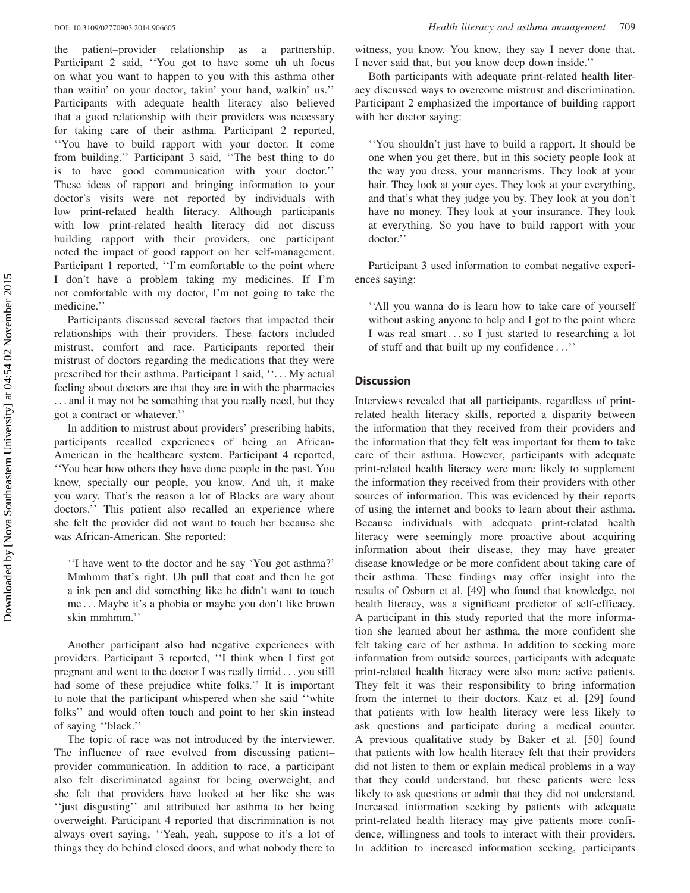the patient–provider relationship as a partnership. Participant 2 said, ''You got to have some uh uh focus on what you want to happen to you with this asthma other than waitin' on your doctor, takin' your hand, walkin' us.'' Participants with adequate health literacy also believed that a good relationship with their providers was necessary for taking care of their asthma. Participant 2 reported, ''You have to build rapport with your doctor. It come from building.'' Participant 3 said, ''The best thing to do is to have good communication with your doctor.'' These ideas of rapport and bringing information to your doctor's visits were not reported by individuals with low print-related health literacy. Although participants with low print-related health literacy did not discuss building rapport with their providers, one participant noted the impact of good rapport on her self-management. Participant 1 reported, ''I'm comfortable to the point where I don't have a problem taking my medicines. If I'm not comfortable with my doctor, I'm not going to take the medicine.''

Participants discussed several factors that impacted their relationships with their providers. These factors included mistrust, comfort and race. Participants reported their mistrust of doctors regarding the medications that they were prescribed for their asthma. Participant 1 said, ''. . . My actual feeling about doctors are that they are in with the pharmacies . . . and it may not be something that you really need, but they got a contract or whatever.''

In addition to mistrust about providers' prescribing habits, participants recalled experiences of being an African-American in the healthcare system. Participant 4 reported, ''You hear how others they have done people in the past. You know, specially our people, you know. And uh, it make you wary. That's the reason a lot of Blacks are wary about doctors.'' This patient also recalled an experience where she felt the provider did not want to touch her because she was African-American. She reported:

> ''I have went to the doctor and he say 'You got asthma?' Mmhmm that's right. Uh pull that coat and then he got a ink pen and did something like he didn't want to touch me . . . Maybe it's a phobia or maybe you don't like brown skin mmhmm.''

Another participant also had negative experiences with providers. Participant 3 reported, ''I think when I first got pregnant and went to the doctor I was really timid . . . you still had some of these prejudice white folks.'' It is important to note that the participant whispered when she said ''white folks'' and would often touch and point to her skin instead of saying ''black.''

The topic of race was not introduced by the interviewer. The influence of race evolved from discussing patient–provider communication. In addition to race, a participant also felt discriminated against for being overweight, and she felt that providers have looked at her like she was ''just disgusting'' and attributed her asthma to her being overweight. Participant 4 reported that discrimination is not always overt saying, ''Yeah, yeah, suppose to it's a lot of things they do behind closed doors, and what nobody there to witness, you know. You know, they say I never done that. I never said that, but you know deep down inside.''

Both participants with adequate print-related health literacy discussed ways to overcome mistrust and discrimination. Participant 2 emphasized the importance of building rapport with her doctor saying:

> ''You shouldn't just have to build a rapport. It should be one when you get there, but in this society people look at the way you dress, your mannerisms. They look at your hair. They look at your eyes. They look at your everything, and that's what they judge you by. They look at you don't have no money. They look at your insurance. They look at everything. So you have to build rapport with your doctor.''

Participant 3 used information to combat negative experiences saying:

> ''All you wanna do is learn how to take care of yourself without asking anyone to help and I got to the point where I was real smart . . . so I just started to researching a lot of stuff and that built up my confidence . . .''

## Discussion

Interviews revealed that all participants, regardless of print-related health literacy skills, reported a disparity between the information that they received from their providers and the information that they felt was important for them to take care of their asthma. However, participants with adequate print-related health literacy were more likely to supplement the information they received from their providers with other sources of information. This was evidenced by their reports of using the internet and books to learn about their asthma. Because individuals with adequate print-related health literacy were seemingly more proactive about acquiring information about their disease, they may have greater disease knowledge or be more confident about taking care of their asthma. These findings may offer insight into the results of Osborn et al. [49] who found that knowledge, not health literacy, was a significant predictor of self-efficacy. A participant in this study reported that the more information she learned about her asthma, the more confident she felt taking care of her asthma. In addition to seeking more information from outside sources, participants with adequate print-related health literacy were also more active patients. They felt it was their responsibility to bring information from the internet to their doctors. Katz et al. [29] found that patients with low health literacy were less likely to ask questions and participate during a medical counter. A previous qualitative study by Baker et al. [50] found that patients with low health literacy felt that their providers did not listen to them or explain medical problems in a way that they could understand, but these patients were less likely to ask questions or admit that they did not understand. Increased information seeking by patients with adequate print-related health literacy may give patients more confidence, willingness and tools to interact with their providers. In addition to increased information seeking, participants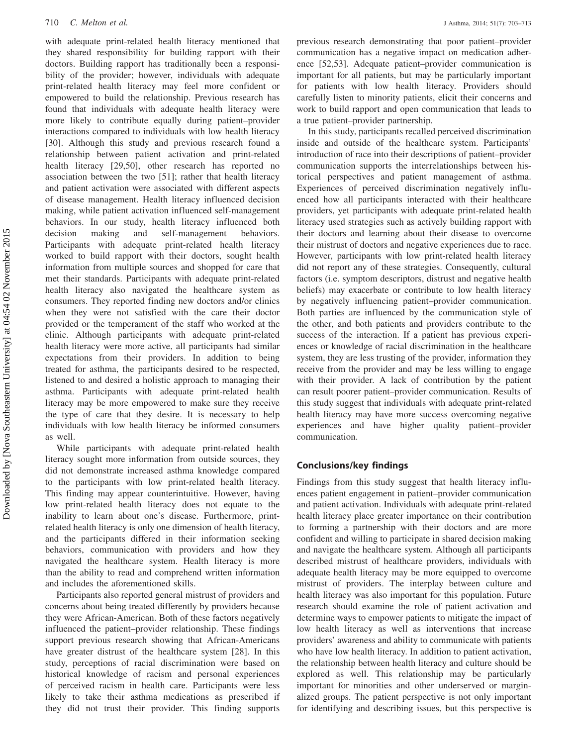with adequate print-related health literacy mentioned that they shared responsibility for building rapport with their doctors. Building rapport has traditionally been a responsibility of the provider; however, individuals with adequate print-related health literacy may feel more confident or empowered to build the relationship. Previous research has found that individuals with adequate health literacy were more likely to contribute equally during patient–provider interactions compared to individuals with low health literacy [30]. Although this study and previous research found a relationship between patient activation and print-related health literacy [29,50], other research has reported no association between the two [51]; rather that health literacy and patient activation were associated with different aspects of disease management. Health literacy influenced decision making, while patient activation influenced self-management behaviors. In our study, health literacy influenced both decision making and self-management behaviors. Participants with adequate print-related health literacy worked to build rapport with their doctors, sought health information from multiple sources and shopped for care that met their standards. Participants with adequate print-related health literacy also navigated the healthcare system as consumers. They reported finding new doctors and/or clinics when they were not satisfied with the care their doctor provided or the temperament of the staff who worked at the clinic. Although participants with adequate print-related health literacy were more active, all participants had similar expectations from their providers. In addition to being treated for asthma, the participants desired to be respected, listened to and desired a holistic approach to managing their asthma. Participants with adequate print-related health literacy may be more empowered to make sure they receive the type of care that they desire. It is necessary to help individuals with low health literacy be informed consumers as well.

While participants with adequate print-related health literacy sought more information from outside sources, they did not demonstrate increased asthma knowledge compared to the participants with low print-related health literacy. This finding may appear counterintuitive. However, having low print-related health literacy does not equate to the inability to learn about one's disease. Furthermore, print-related health literacy is only one dimension of health literacy, and the participants differed in their information seeking behaviors, communication with providers and how they navigated the healthcare system. Health literacy is more than the ability to read and comprehend written information and includes the aforementioned skills.

Participants also reported general mistrust of providers and concerns about being treated differently by providers because they were African-American. Both of these factors negatively influenced the patient–provider relationship. These findings support previous research showing that African-Americans have greater distrust of the healthcare system [28]. In this study, perceptions of racial discrimination were based on historical knowledge of racism and personal experiences of perceived racism in health care. Participants were less likely to take their asthma medications as prescribed if they did not trust their provider. This finding supports previous research demonstrating that poor patient–provider communication has a negative impact on medication adherence [52,53]. Adequate patient–provider communication is important for all patients, but may be particularly important for patients with low health literacy. Providers should carefully listen to minority patients, elicit their concerns and work to build rapport and open communication that leads to a true patient–provider partnership.

In this study, participants recalled perceived discrimination inside and outside of the healthcare system. Participants' introduction of race into their descriptions of patient–provider communication supports the interrelationships between historical perspectives and patient management of asthma. Experiences of perceived discrimination negatively influenced how all participants interacted with their healthcare providers, yet participants with adequate print-related health literacy used strategies such as actively building rapport with their doctors and learning about their disease to overcome their mistrust of doctors and negative experiences due to race. However, participants with low print-related health literacy did not report any of these strategies. Consequently, cultural factors (i.e. symptom descriptors, distrust and negative health beliefs) may exacerbate or contribute to low health literacy by negatively influencing patient–provider communication. Both parties are influenced by the communication style of the other, and both patients and providers contribute to the success of the interaction. If a patient has previous experiences or knowledge of racial discrimination in the healthcare system, they are less trusting of the provider, information they receive from the provider and may be less willing to engage with their provider. A lack of contribution by the patient can result poorer patient–provider communication. Results of this study suggest that individuals with adequate print-related health literacy may have more success overcoming negative experiences and have higher quality patient–provider communication.

## Conclusions/key findings

Findings from this study suggest that health literacy influences patient engagement in patient–provider communication and patient activation. Individuals with adequate print-related health literacy place greater importance on their contribution to forming a partnership with their doctors and are more confident and willing to participate in shared decision making and navigate the healthcare system. Although all participants described mistrust of healthcare providers, individuals with adequate health literacy may be more equipped to overcome mistrust of providers. The interplay between culture and health literacy was also important for this population. Future research should examine the role of patient activation and determine ways to empower patients to mitigate the impact of low health literacy as well as interventions that increase providers' awareness and ability to communicate with patients who have low health literacy. In addition to patient activation, the relationship between health literacy and culture should be explored as well. This relationship may be particularly important for minorities and other underserved or marginalized groups. The patient perspective is not only important for identifying and describing issues, but this perspective is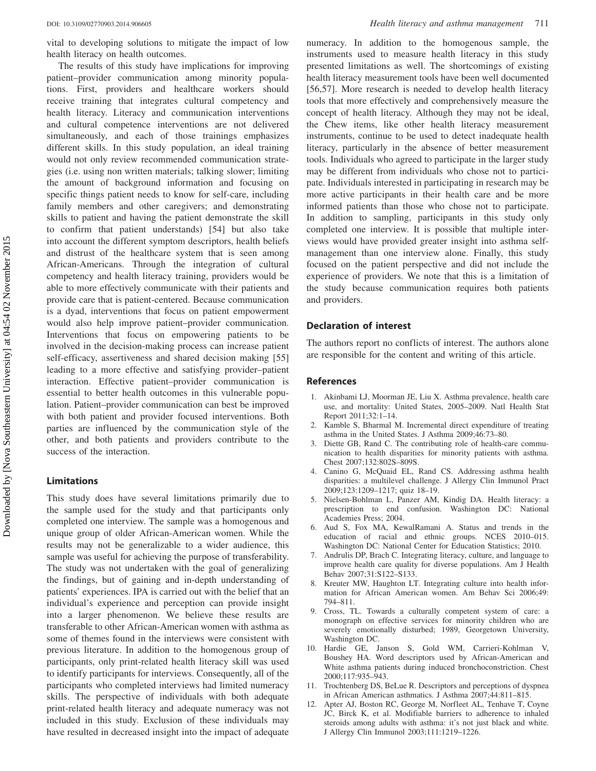vital to developing solutions to mitigate the impact of low health literacy on health outcomes.

The results of this study have implications for improving patient–provider communication among minority populations. First, providers and healthcare workers should receive training that integrates cultural competency and health literacy. Literacy and communication interventions and cultural competence interventions are not delivered simultaneously, and each of those trainings emphasizes different skills. In this study population, an ideal training would not only review recommended communication strategies (i.e. using non written materials; talking slower; limiting the amount of background information and focusing on specific things patient needs to know for self-care, including family members and other caregivers; and demonstrating skills to patient and having the patient demonstrate the skill to confirm that patient understands) [54] but also take into account the different symptom descriptors, health beliefs and distrust of the healthcare system that is seen among African-Americans. Through the integration of cultural competency and health literacy training, providers would be able to more effectively communicate with their patients and provide care that is patient-centered. Because communication is a dyad, interventions that focus on patient empowerment would also help improve patient–provider communication. Interventions that focus on empowering patients to be involved in the decision-making process can increase patient self-efficacy, assertiveness and shared decision making [55] leading to a more effective and satisfying provider–patient interaction. Effective patient–provider communication is essential to better health outcomes in this vulnerable population. Patient–provider communication can best be improved with both patient and provider focused interventions. Both parties are influenced by the communication style of the other, and both patients and providers contribute to the success of the interaction.

## Limitations

This study does have several limitations primarily due to the sample used for the study and that participants only completed one interview. The sample was a homogenous and unique group of older African-American women. While the results may not be generalizable to a wider audience, this sample was useful for achieving the purpose of transferability. The study was not undertaken with the goal of generalizing the findings, but of gaining and in-depth understanding of patients' experiences. IPA is carried out with the belief that an individual's experience and perception can provide insight into a larger phenomenon. We believe these results are transferable to other African-American women with asthma as some of themes found in the interviews were consistent with previous literature. In addition to the homogenous group of participants, only print-related health literacy skill was used to identify participants for interviews. Consequently, all of the participants who completed interviews had limited numeracy skills. The perspective of individuals with both adequate print-related health literacy and adequate numeracy was not included in this study. Exclusion of these individuals may have resulted in decreased insight into the impact of adequate numeracy. In addition to the homogenous sample, the instruments used to measure health literacy in this study presented limitations as well. The shortcomings of existing health literacy measurement tools have been well documented [56,57]. More research is needed to develop health literacy tools that more effectively and comprehensively measure the concept of health literacy. Although they may not be ideal, the Chew items, like other health literacy measurement instruments, continue to be used to detect inadequate health literacy, particularly in the absence of better measurement tools. Individuals who agreed to participate in the larger study may be different from individuals who chose not to participate. Individuals interested in participating in research may be more active participants in their health care and be more informed patients than those who chose not to participate. In addition to sampling, participants in this study only completed one interview. It is possible that multiple interviews would have provided greater insight into asthma self-management than one interview alone. Finally, this study focused on the patient perspective and did not include the experience of providers. We note that this is a limitation of the study because communication requires both patients and providers.

## Declaration of interest

The authors report no conflicts of interest. The authors alone are responsible for the content and writing of this article.

## References

1. Akinbami LJ, Moorman JE, Liu X. Asthma prevalence, health care use, and mortality: United States, 2005–2009. Natl Health Stat Report 2011;32:1–14.
2. Kamble S, Bharmal M. Incremental direct expenditure of treating asthma in the United States. J Asthma 2009;46:73–80.
3. Diette GB, Rand C. The contributing role of health-care communication to health disparities for minority patients with asthma. Chest 2007;132:802S–809S.
4. Canino G, McQuaid EL, Rand CS. Addressing asthma health disparities: a multilevel challenge. J Allergy Clin Immunol Pract 2009;123:1209–1217; quiz 18–19.
5. Nielsen-Bohlman L, Panzer AM, Kindig DA. Health literacy: a prescription to end confusion. Washington DC: National Academies Press; 2004.
6. Aud S, Fox MA, KewalRamani A. Status and trends in the education of racial and ethnic groups. NCES 2010–015. Washington DC: National Center for Education Statistics; 2010.
7. Andrulis DP, Brach C. Integrating literacy, culture, and language to improve health care quality for diverse populations. Am J Health Behav 2007;31:S122–S133.
8. Kreuter MW, Haughton LT. Integrating culture into health information for African American women. Am Behav Sci 2006;49: 794–811.
9. Cross, TL. Towards a culturally competent system of care: a monograph on effective services for minority children who are severely emotionally disturbed; 1989, Georgetown University, Washington DC.
10. Hardie GE, Janson S, Gold WM, Carrieri-Kohlman V, Boushey HA. Word descriptors used by African-American and White asthma patients during induced bronchoconstriction. Chest 2000;117:935–943.
11. Trochtenberg DS, BeLue R. Descriptors and perceptions of dyspnea in African American asthmatics. J Asthma 2007;44:811–815.
12. Apter AJ, Boston RC, George M, Norfleet AL, Tenhave T, Coyne JC, Birck K, et al. Modifiable barriers to adherence to inhaled steroids among adults with asthma: it's not just black and white. J Allergy Clin Immunol 2003;111:1219–1226.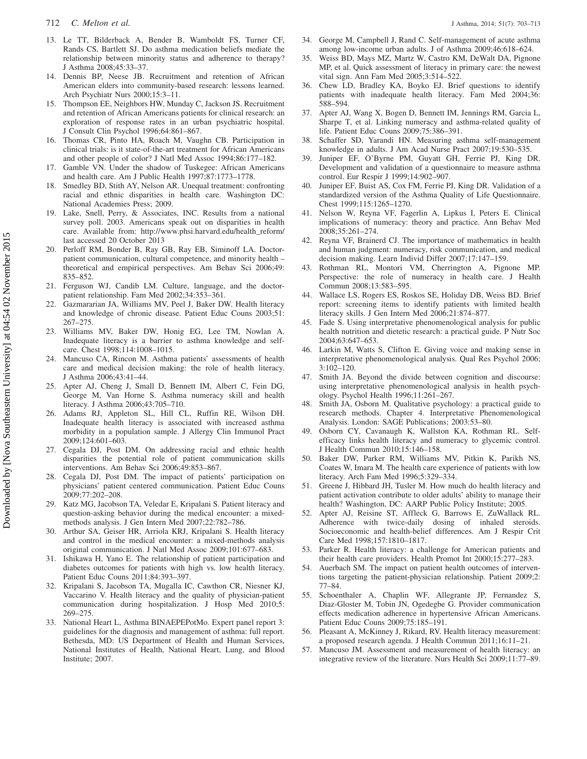13. Le TT, Bilderback A, Bender B, Wamboldt FS, Turner CF, Rands CS, Bartlett SJ. Do asthma medication beliefs mediate the relationship between minority status and adherence to therapy? J Asthma 2008;45:33–37.
14. Dennis BP, Neese JB. Recruitment and retention of African American elders into community-based research: lessons learned. Arch Psychiatr Nurs 2000;15:3–11.
15. Thompson EE, Neighbors HW, Munday C, Jackson JS. Recruitment and retention of African Americans patients for clinical research: an exploration of response rates in an urban psychiatric hospital. J Consult Clin Psychol 1996;64:861–867.
16. Thomas CR, Pinto HA, Roach M, Vaughn CB. Participation in clinical trials: is it state-of-the-art treatment for African Americans and other people of color? J Natl Med Assoc 1994;86:177–182.
17. Gamble VN. Under the shadow of Tuskegee: African Americans and health care. Am J Public Health 1997;87:1773–1778.
18. Smedley BD, Stith AY, Nelson AR. Unequal treatment: confronting racial and ethnic disparities in health care. Washington DC: National Academies Press; 2009.
19. Lake, Snell, Perry, & Associates, INC. Results from a national survey poll. 2003. Americans speak out on disparities in health care. Available from: http://www.phsi.harvard.edu/health_reform/ last accessed 20 October 2013
20. Perloff RM, Bonder B, Ray GB, Ray EB, Siminoff LA. Doctor-patient communication, cultural competence, and minority health – theoretical and empirical perspectives. Am Behav Sci 2006;49: 835–852.
21. Ferguson WJ, Candib LM. Culture, language, and the doctor-patient relationship. Fam Med 2002;34:353–361.
22. Gazmararian JA, Williams MV, Peel J, Baker DW. Health literacy and knowledge of chronic disease. Patient Educ Couns 2003;51: 267–275.
23. Williams MV, Baker DW, Honig EG, Lee TM, Nowlan A. Inadequate literacy is a barrier to asthma knowledge and self-care. Chest 1998;114:1008–1015.
24. Mancuso CA, Rincon M. Asthma patients' assessments of health care and medical decision making: the role of health literacy. J Asthma 2006;43:41–44.
25. Apter AJ, Cheng J, Small D, Bennett IM, Albert C, Fein DG, George M, Van Horne S. Asthma numeracy skill and health literacy. J Asthma 2006;43:705–710.
26. Adams RJ, Appleton SL, Hill CL, Ruffin RE, Wilson DH. Inadequate health literacy is associated with increased asthma morbidity in a population sample. J Allergy Clin Immunol Pract 2009;124:601–603.
27. Cegala DJ, Post DM. On addressing racial and ethnic health disparities the potential role of patient communication skills interventions. Am Behav Sci 2006;49:853–867.
28. Cegala DJ, Post DM. The impact of patients' participation on physicians' patient centered communication. Patient Educ Couns 2009;77:202–208.
29. Katz MG, Jacobson TA, Veledar E, Kripalani S. Patient literacy and question-asking behavior during the medical encounter: a mixed-methods analysis. J Gen Intern Med 2007;22:782–786.
30. Arthur SA, Geiser HR, Arriola KRJ, Kripalani S. Health literacy and control in the medical encounter: a mixed-methods analysis original communication. J Natl Med Assoc 2009;101:677–683.
31. Ishikawa H, Yano E. The relationship of patient participation and diabetes outcomes for patients with high vs. low health literacy. Patient Educ Couns 2011;84:393–397.
32. Kripalani S, Jacobson TA, Mugalla IC, Cawthon CR, Niesner KJ, Vaccarino V. Health literacy and the quality of physician-patient communication during hospitalization. J Hosp Med 2010;5: 269–275.
33. National Heart L, Asthma BINAEPEPotMo. Expert panel report 3: guidelines for the diagnosis and management of asthma: full report. Bethesda, MD: US Department of Health and Human Services, National Institutes of Health, National Heart, Lung, and Blood Institute; 2007.
34. George M, Campbell J, Rand C. Self-management of acute asthma among low-income urban adults. J of Asthma 2009;46:618–624.
35. Weiss BD, Mays MZ, Martz W, Castro KM, DeWalt DA, Pignone MP, et al. Quick assessment of literacy in primary care: the newest vital sign. Ann Fam Med 2005;3:514–522.
36. Chew LD, Bradley KA, Boyko EJ. Brief questions to identify patients with inadequate health literacy. Fam Med 2004;36: 588–594.
37. Apter AJ, Wang X, Bogen D, Bennett IM, Jennings RM, Garcia L, Sharpe T, et al. Linking numeracy and asthma-related quality of life. Patient Educ Couns 2009;75:386–391.
38. Schaffer SD, Yarandi HN. Measuring asthma self-management knowledge in adults. J Am Acad Nurse Pract 2007;19:530–535.
39. Juniper EF, O'Byrne PM, Guyatt GH, Ferrie PJ, King DR. Development and validation of a questionnaire to measure asthma control. Eur Respir J 1999;14:902–907.
40. Juniper EF, Buist AS, Cox FM, Ferrie PJ, King DR. Validation of a standardized version of the Asthma Quality of Life Questionnaire. Chest 1999;115:1265–1270.
41. Nelson W, Reyna VF, Fagerlin A, Lipkus I, Peters E. Clinical implications of numeracy: theory and practice. Ann Behav Med 2008;35:261–274.
42. Reyna VF, Brainerd CJ. The importance of mathematics in health and human judgment: numeracy, risk communication, and medical decision making. Learn Individ Differ 2007;17:147–159.
43. Rothman RL, Montori VM, Cherrington A, Pignone MP. Perspective: the role of numeracy in health care. J Health Commun 2008;13:583–595.
44. Wallace LS, Rogers ES, Roskos SE, Holiday DB, Weiss BD. Brief report: screening items to identify patients with limited health literacy skills. J Gen Intern Med 2006;21:874–877.
45. Fade S. Using interpretative phenomenological analysis for public health nutrition and dietetic research: a practical guide. P Nutr Soc 2004;63:647–653.
46. Larkin M, Watts S, Clifton E. Giving voice and making sense in interpretative phenomenological analysis. Qual Res Psychol 2006; 3:102–120.
47. Smith JA. Beyond the divide between cognition and discourse: using interpretative phenomenological analysis in health psychology. Psychol Health 1996;11:261–267.
48. Smith JA, Osborn M. Qualitative psychology: a practical guide to research methods. Chapter 4. Interpretative Phenomenological Analysis. London: SAGE Publications; 2003:53–80.
49. Osborn CY, Cavanaugh K, Wallston KA, Rothman RL. Self-efficacy links health literacy and numeracy to glycemic control. J Health Commun 2010;15:146–158.
50. Baker DW, Parker RM, Williams MV, Pitkin K, Parikh NS, Coates W, Imara M. The health care experience of patients with low literacy. Arch Fam Med 1996;5:329–334.
51. Greene J, Hibbard JH, Tusler M. How much do health literacy and patient activation contribute to older adults' ability to manage their health? Washington, DC: AARP Public Policy Institute; 2005.
52. Apter AJ, Reisine ST, Affleck G, Barrows E, ZuWallack RL. Adherence with twice-daily dosing of inhaled steroids. Socioeconomic and health-belief differences. Am J Respir Crit Care Med 1998;157:1810–1817.
53. Parker R. Health literacy: a challenge for American patients and their health care providers. Health Promot Int 2000;15:277–283.
54. Auerbach SM. The impact on patient health outcomes of interventions targeting the patient-physician relationship. Patient 2009;2: 77–84.
55. Schoenthaler A, Chaplin WF, Allegrante JP, Fernandez S, Diaz-Gloster M, Tobin JN, Ogedegbe G. Provider communication effects medication adherence in hypertensive African Americans. Patient Educ Couns 2009;75:185–191.
56. Pleasant A, McKinney J, Rikard, RV. Health literacy measurement: a proposed research agenda. J Health Commun 2011;16:11–21.
57. Mancuso JM. Assessment and measurement of health literacy: an integrative review of the literature. Nurs Health Sci 2009;11:77–89.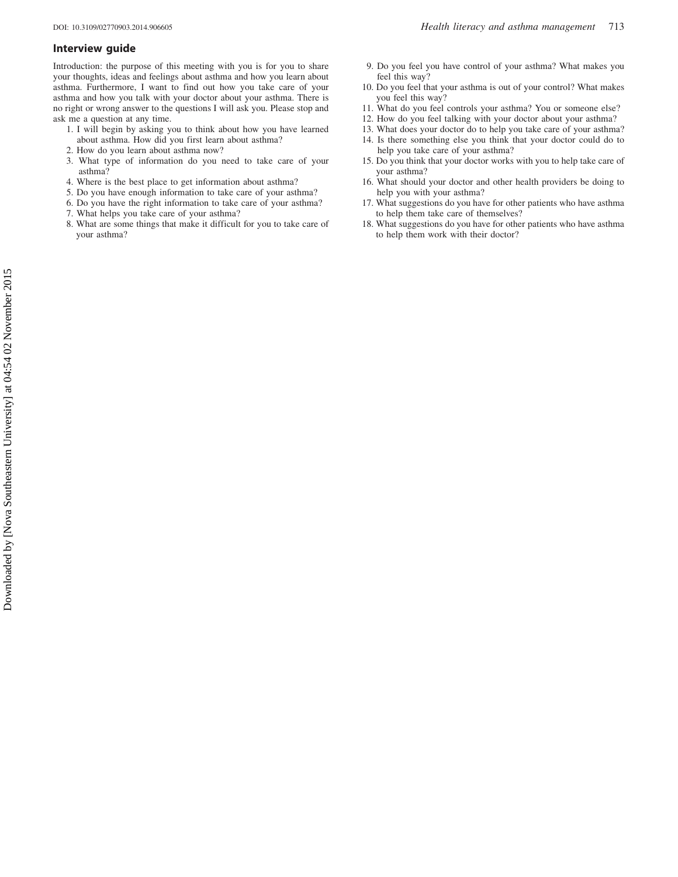## Interview guide

Introduction: the purpose of this meeting with you is for you to share your thoughts, ideas and feelings about asthma and how you learn about asthma. Furthermore, I want to find out how you take care of your asthma and how you talk with your doctor about your asthma. There is no right or wrong answer to the questions I will ask you. Please stop and ask me a question at any time.

1. I will begin by asking you to think about how you have learned about asthma. How did you first learn about asthma?
2. How do you learn about asthma now?
3. What type of information do you need to take care of your asthma?
4. Where is the best place to get information about asthma?
5. Do you have enough information to take care of your asthma?
6. Do you have the right information to take care of your asthma?
7. What helps you take care of your asthma?
8. What are some things that make it difficult for you to take care of your asthma?
9. Do you feel you have control of your asthma? What makes you feel this way?
10. Do you feel that your asthma is out of your control? What makes you feel this way?
11. What do you feel controls your asthma? You or someone else?
12. How do you feel talking with your doctor about your asthma?
13. What does your doctor do to help you take care of your asthma?
14. Is there something else you think that your doctor could do to help you take care of your asthma?
15. Do you think that your doctor works with you to help take care of your asthma?
16. What should your doctor and other health providers be doing to help you with your asthma?
17. What suggestions do you have for other patients who have asthma to help them take care of themselves?
18. What suggestions do you have for other patients who have asthma to help them work with their doctor?